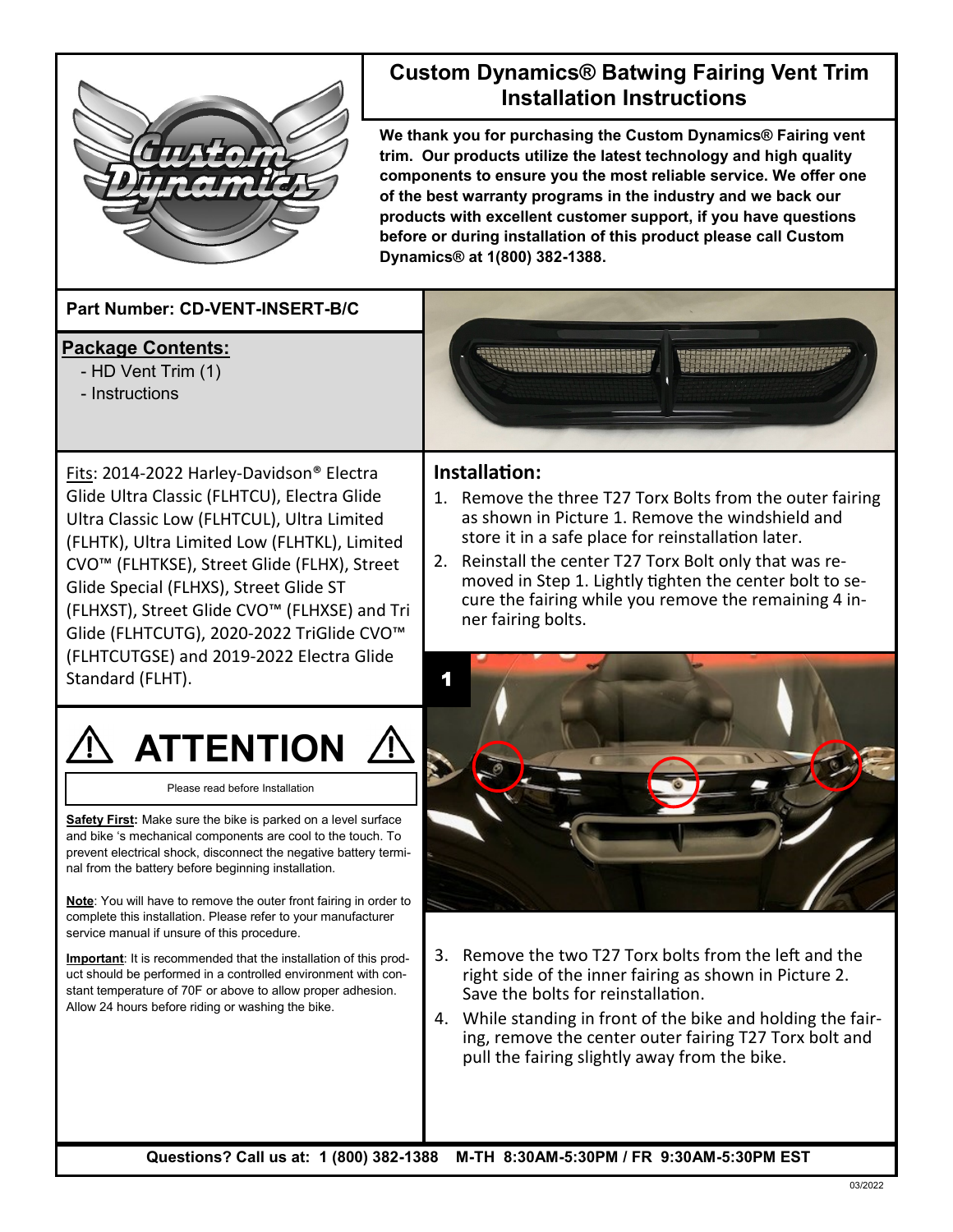# Custom Dynamics® Batwing Fairing Vent Trim Installation Instructions

**We thank you for purchasing the Custom Dynamics® Fairing vent trim. Our products utilize the latest technology and high quality components to ensure you the most reliable service. We offer one of the best warranty programs in the industry and we back our products with excellent customer support, if you have questions before or during installation of this product please call Custom Dynamics® at 1(800) 382-1388.**

**Part Number: CD-VENT-INSERT-B/C**

## Package Contents:

- HD Vent Trim (1)
- Instructions

Fits: 2014-2022 Harley-Davidson® Electra Glide Ultra Classic (FLHTCU), Electra Glide Ultra Classic Low (FLHTCUL), Ultra Limited (FLHTK), Ultra Limited Low (FLHTKL), Limited CVO™ (FLHTKSE), Street Glide (FLHX), Street Glide Special (FLHXS), Street Glide ST (FLHXST), Street Glide CVO™ (FLHXSE) and Tri Glide (FLHTCUTG), 2020-2022 TriGlide CVO™ (FLHTCUTGSE) and 2019-2022 Electra Glide Standard (FLHT).

## ⚠ ATTENTION ⚠

Please read before Installation

**Safety First:** Make sure the bike is parked on a level surface and bike 's mechanical components are cool to the touch. To prevent electrical shock, disconnect the negative battery terminal from the battery before beginning installation.

**Note**: You will have to remove the outer front fairing in order to complete this installation. Please refer to your manufacturer service manual if unsure of this procedure.

**Important**: It is recommended that the installation of this product should be performed in a controlled environment with constant temperature of 70F or above to allow proper adhesion. Allow 24 hours before riding or washing the bike.

## Installation:

1. Remove the three T27 Torx Bolts from the outer fairing as shown in Picture 1. Remove the windshield and store it in a safe place for reinstallation later.
2. Reinstall the center T27 Torx Bolt only that was removed in Step 1. Lightly tighten the center bolt to secure the fairing while you remove the remaining 4 inner fairing bolts.

1

3. Remove the two T27 Torx bolts from the left and the right side of the inner fairing as shown in Picture 2. Save the bolts for reinstallation.
4. While standing in front of the bike and holding the fairing, remove the center outer fairing T27 Torx bolt and pull the fairing slightly away from the bike.

**Questions? Call us at: 1 (800) 382-1388 M-TH 8:30AM-5:30PM / FR 9:30AM-5:30PM EST**

03/2022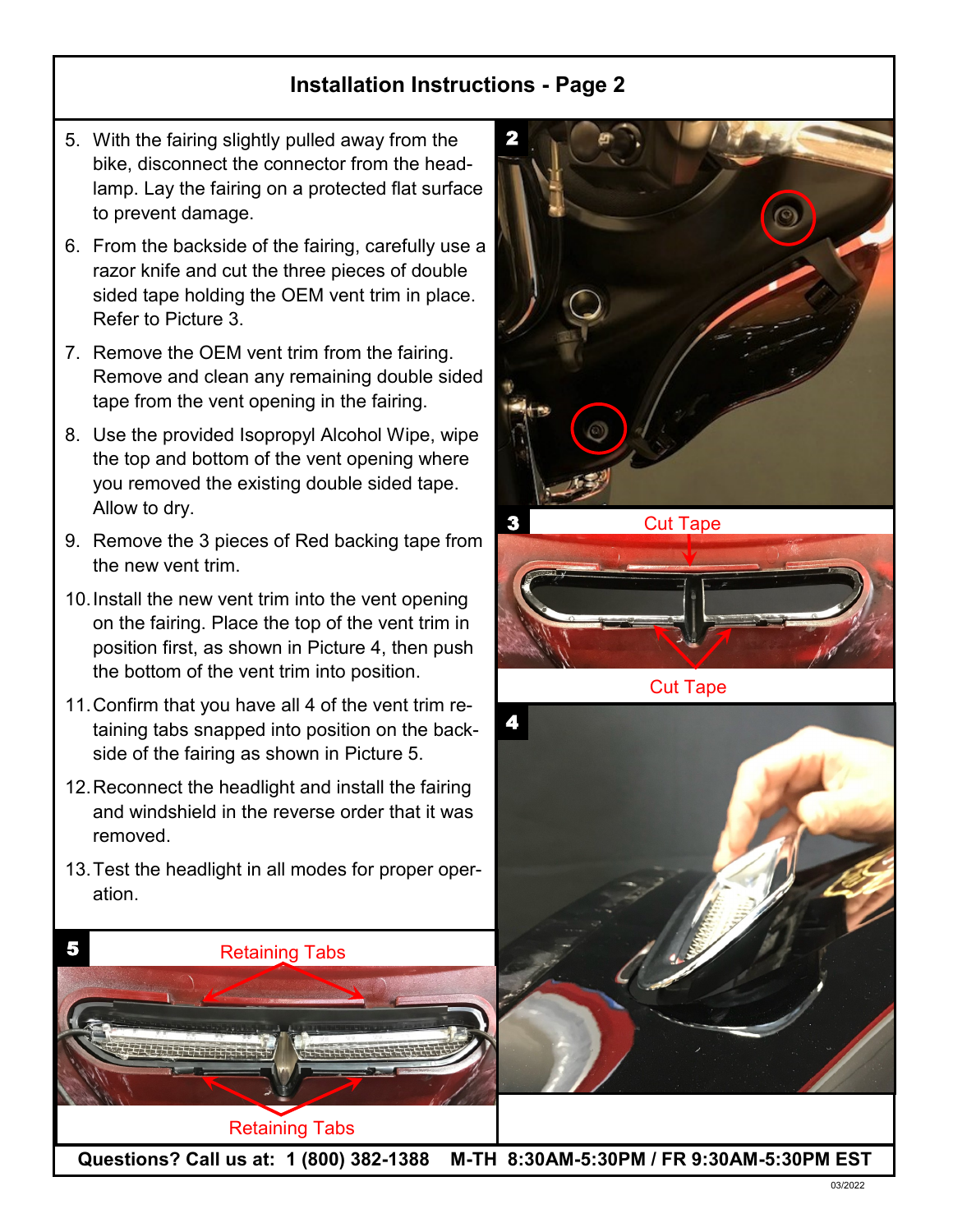## Installation Instructions - Page 2

5. With the fairing slightly pulled away from the bike, disconnect the connector from the head-lamp. Lay the fairing on a protected flat surface to prevent damage.
6. From the backside of the fairing, carefully use a razor knife and cut the three pieces of double sided tape holding the OEM vent trim in place. Refer to Picture 3.
7. Remove the OEM vent trim from the fairing. Remove and clean any remaining double sided tape from the vent opening in the fairing.
8. Use the provided Isopropyl Alcohol Wipe, wipe the top and bottom of the vent opening where you removed the existing double sided tape. Allow to dry.
9. Remove the 3 pieces of Red backing tape from the new vent trim.
10. Install the new vent trim into the vent opening on the fairing. Place the top of the vent trim in position first, as shown in Picture 4, then push the bottom of the vent trim into position.
11. Confirm that you have all 4 of the vent trim re-taining tabs snapped into position on the back-side of the fairing as shown in Picture 5.
12. Reconnect the headlight and install the fairing and windshield in the reverse order that it was removed.
13. Test the headlight in all modes for proper oper-ation.

2

3

Cut Tape

Cut Tape

4

5

Retaining Tabs

Retaining Tabs

**Questions? Call us at: 1 (800) 382-1388 M-TH 8:30AM-5:30PM / FR 9:30AM-5:30PM EST**

03/2022